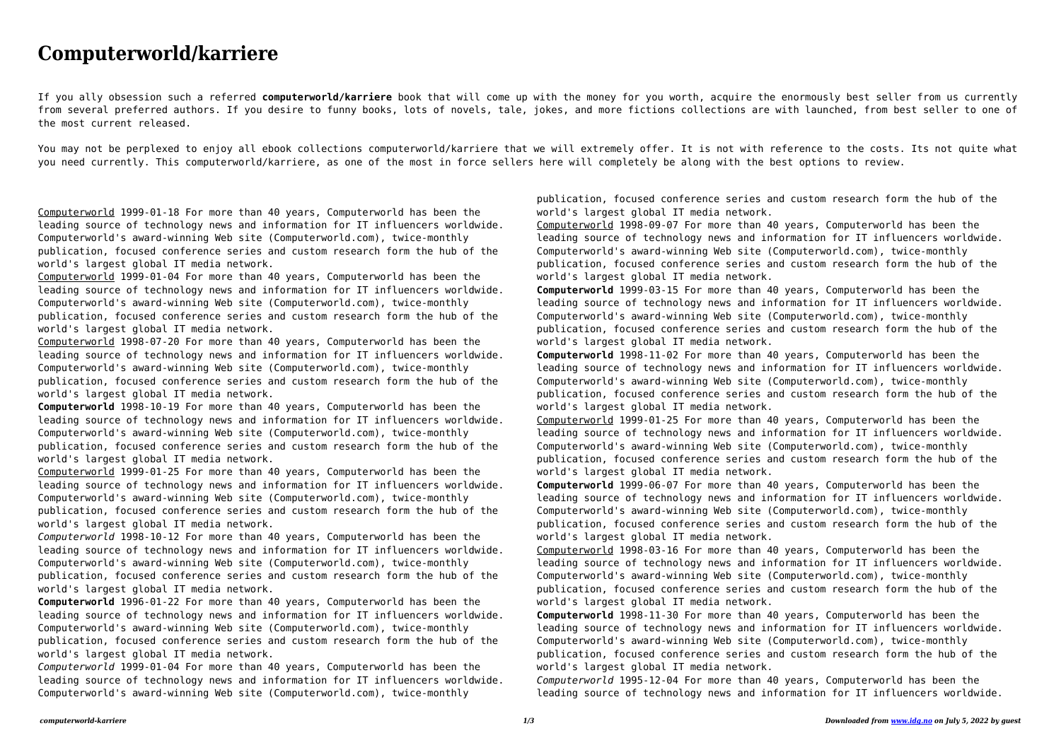# Computerworld/karriere

If you ally obsession such a referred **computerworld/karriere** book that will come up with the money for you worth, acquire the enormously best seller from us currently from several preferred authors. If you desire to funny books, lots of novels, tale, jokes, and more fictions collections are with launched, from best seller to one of the most current released.

You may not be perplexed to enjoy all ebook collections computerworld/karriere that we will extremely offer. It is not with reference to the costs. Its not quite what you need currently. This computerworld/karriere, as one of the most in force sellers here will completely be along with the best options to review.

Computerworld 1999-01-18 For more than 40 years, Computerworld has been the leading source of technology news and information for IT influencers worldwide. Computerworld's award-winning Web site (Computerworld.com), twice-monthly publication, focused conference series and custom research form the hub of the world's largest global IT media network.

Computerworld 1999-01-04 For more than 40 years, Computerworld has been the leading source of technology news and information for IT influencers worldwide. Computerworld's award-winning Web site (Computerworld.com), twice-monthly publication, focused conference series and custom research form the hub of the world's largest global IT media network.

Computerworld 1998-07-20 For more than 40 years, Computerworld has been the leading source of technology news and information for IT influencers worldwide. Computerworld's award-winning Web site (Computerworld.com), twice-monthly publication, focused conference series and custom research form the hub of the world's largest global IT media network.

**Computerworld** 1998-10-19 For more than 40 years, Computerworld has been the leading source of technology news and information for IT influencers worldwide. Computerworld's award-winning Web site (Computerworld.com), twice-monthly publication, focused conference series and custom research form the hub of the world's largest global IT media network.

Computerworld 1999-01-25 For more than 40 years, Computerworld has been the leading source of technology news and information for IT influencers worldwide. Computerworld's award-winning Web site (Computerworld.com), twice-monthly publication, focused conference series and custom research form the hub of the world's largest global IT media network.

*Computerworld* 1998-10-12 For more than 40 years, Computerworld has been the leading source of technology news and information for IT influencers worldwide. Computerworld's award-winning Web site (Computerworld.com), twice-monthly publication, focused conference series and custom research form the hub of the world's largest global IT media network.

**Computerworld** 1996-01-22 For more than 40 years, Computerworld has been the leading source of technology news and information for IT influencers worldwide. Computerworld's award-winning Web site (Computerworld.com), twice-monthly publication, focused conference series and custom research form the hub of the world's largest global IT media network.

*Computerworld* 1999-01-04 For more than 40 years, Computerworld has been the leading source of technology news and information for IT influencers worldwide. Computerworld's award-winning Web site (Computerworld.com), twice-monthly publication, focused conference series and custom research form the hub of the world's largest global IT media network.

Computerworld 1998-09-07 For more than 40 years, Computerworld has been the leading source of technology news and information for IT influencers worldwide. Computerworld's award-winning Web site (Computerworld.com), twice-monthly publication, focused conference series and custom research form the hub of the world's largest global IT media network.

**Computerworld** 1999-03-15 For more than 40 years, Computerworld has been the leading source of technology news and information for IT influencers worldwide. Computerworld's award-winning Web site (Computerworld.com), twice-monthly publication, focused conference series and custom research form the hub of the world's largest global IT media network.

**Computerworld** 1998-11-02 For more than 40 years, Computerworld has been the leading source of technology news and information for IT influencers worldwide. Computerworld's award-winning Web site (Computerworld.com), twice-monthly publication, focused conference series and custom research form the hub of the world's largest global IT media network.

Computerworld 1999-01-25 For more than 40 years, Computerworld has been the leading source of technology news and information for IT influencers worldwide. Computerworld's award-winning Web site (Computerworld.com), twice-monthly publication, focused conference series and custom research form the hub of the world's largest global IT media network.

**Computerworld** 1999-06-07 For more than 40 years, Computerworld has been the leading source of technology news and information for IT influencers worldwide. Computerworld's award-winning Web site (Computerworld.com), twice-monthly publication, focused conference series and custom research form the hub of the world's largest global IT media network.

Computerworld 1998-03-16 For more than 40 years, Computerworld has been the leading source of technology news and information for IT influencers worldwide. Computerworld's award-winning Web site (Computerworld.com), twice-monthly publication, focused conference series and custom research form the hub of the world's largest global IT media network.

**Computerworld** 1998-11-30 For more than 40 years, Computerworld has been the leading source of technology news and information for IT influencers worldwide. Computerworld's award-winning Web site (Computerworld.com), twice-monthly publication, focused conference series and custom research form the hub of the world's largest global IT media network.

*Computerworld* 1995-12-04 For more than 40 years, Computerworld has been the leading source of technology news and information for IT influencers worldwide.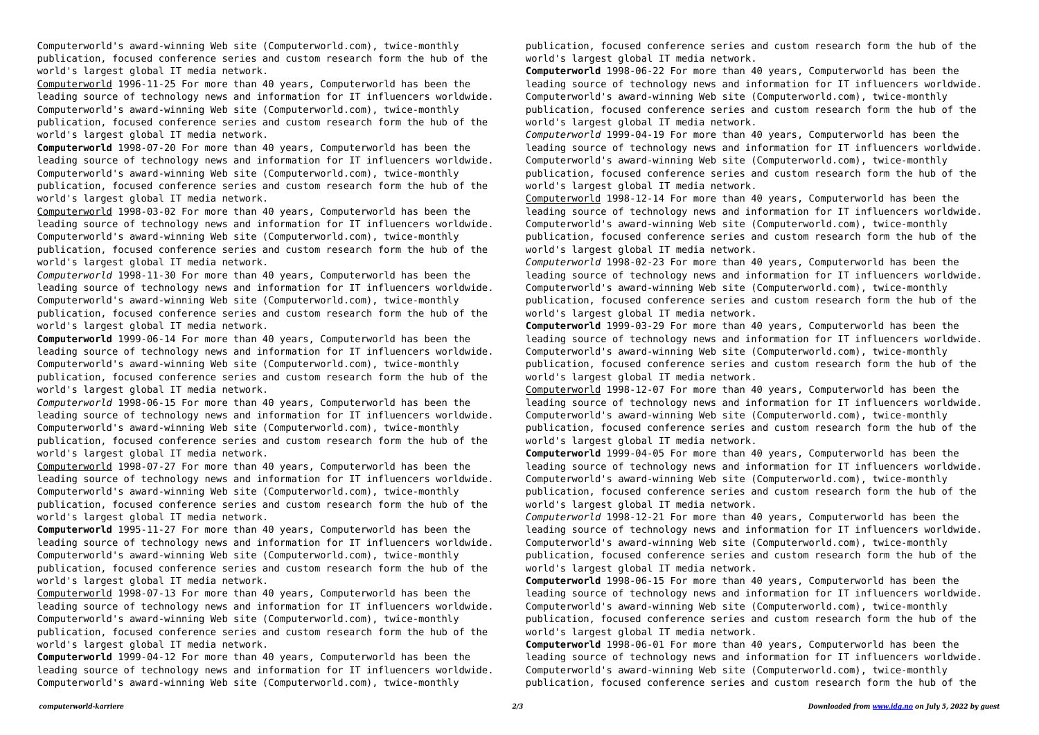Computerworld's award-winning Web site (Computerworld.com), twice-monthly publication, focused conference series and custom research form the hub of the world's largest global IT media network.

Computerworld 1996-11-25 For more than 40 years, Computerworld has been the leading source of technology news and information for IT influencers worldwide. Computerworld's award-winning Web site (Computerworld.com), twice-monthly publication, focused conference series and custom research form the hub of the world's largest global IT media network.

**Computerworld** 1998-07-20 For more than 40 years, Computerworld has been the leading source of technology news and information for IT influencers worldwide. Computerworld's award-winning Web site (Computerworld.com), twice-monthly publication, focused conference series and custom research form the hub of the world's largest global IT media network.

Computerworld 1998-03-02 For more than 40 years, Computerworld has been the leading source of technology news and information for IT influencers worldwide. Computerworld's award-winning Web site (Computerworld.com), twice-monthly publication, focused conference series and custom research form the hub of the world's largest global IT media network.

*Computerworld* 1998-11-30 For more than 40 years, Computerworld has been the leading source of technology news and information for IT influencers worldwide. Computerworld's award-winning Web site (Computerworld.com), twice-monthly publication, focused conference series and custom research form the hub of the world's largest global IT media network.

**Computerworld** 1999-06-14 For more than 40 years, Computerworld has been the leading source of technology news and information for IT influencers worldwide. Computerworld's award-winning Web site (Computerworld.com), twice-monthly publication, focused conference series and custom research form the hub of the world's largest global IT media network.

*Computerworld* 1998-06-15 For more than 40 years, Computerworld has been the leading source of technology news and information for IT influencers worldwide. Computerworld's award-winning Web site (Computerworld.com), twice-monthly publication, focused conference series and custom research form the hub of the world's largest global IT media network.

Computerworld 1998-07-27 For more than 40 years, Computerworld has been the leading source of technology news and information for IT influencers worldwide. Computerworld's award-winning Web site (Computerworld.com), twice-monthly publication, focused conference series and custom research form the hub of the world's largest global IT media network.

**Computerworld** 1995-11-27 For more than 40 years, Computerworld has been the leading source of technology news and information for IT influencers worldwide. Computerworld's award-winning Web site (Computerworld.com), twice-monthly publication, focused conference series and custom research form the hub of the world's largest global IT media network.

Computerworld 1998-07-13 For more than 40 years, Computerworld has been the leading source of technology news and information for IT influencers worldwide. Computerworld's award-winning Web site (Computerworld.com), twice-monthly publication, focused conference series and custom research form the hub of the world's largest global IT media network.

**Computerworld** 1999-04-12 For more than 40 years, Computerworld has been the leading source of technology news and information for IT influencers worldwide. Computerworld's award-winning Web site (Computerworld.com), twice-monthly publication, focused conference series and custom research form the hub of the world's largest global IT media network.

**Computerworld** 1998-06-22 For more than 40 years, Computerworld has been the leading source of technology news and information for IT influencers worldwide. Computerworld's award-winning Web site (Computerworld.com), twice-monthly publication, focused conference series and custom research form the hub of the world's largest global IT media network.

*Computerworld* 1999-04-19 For more than 40 years, Computerworld has been the leading source of technology news and information for IT influencers worldwide. Computerworld's award-winning Web site (Computerworld.com), twice-monthly publication, focused conference series and custom research form the hub of the world's largest global IT media network.

Computerworld 1998-12-14 For more than 40 years, Computerworld has been the leading source of technology news and information for IT influencers worldwide. Computerworld's award-winning Web site (Computerworld.com), twice-monthly publication, focused conference series and custom research form the hub of the world's largest global IT media network.

*Computerworld* 1998-02-23 For more than 40 years, Computerworld has been the leading source of technology news and information for IT influencers worldwide. Computerworld's award-winning Web site (Computerworld.com), twice-monthly publication, focused conference series and custom research form the hub of the world's largest global IT media network.

**Computerworld** 1999-03-29 For more than 40 years, Computerworld has been the leading source of technology news and information for IT influencers worldwide. Computerworld's award-winning Web site (Computerworld.com), twice-monthly publication, focused conference series and custom research form the hub of the world's largest global IT media network.

Computerworld 1998-12-07 For more than 40 years, Computerworld has been the leading source of technology news and information for IT influencers worldwide. Computerworld's award-winning Web site (Computerworld.com), twice-monthly publication, focused conference series and custom research form the hub of the world's largest global IT media network.

**Computerworld** 1999-04-05 For more than 40 years, Computerworld has been the leading source of technology news and information for IT influencers worldwide. Computerworld's award-winning Web site (Computerworld.com), twice-monthly publication, focused conference series and custom research form the hub of the world's largest global IT media network.

*Computerworld* 1998-12-21 For more than 40 years, Computerworld has been the leading source of technology news and information for IT influencers worldwide. Computerworld's award-winning Web site (Computerworld.com), twice-monthly publication, focused conference series and custom research form the hub of the world's largest global IT media network.

**Computerworld** 1998-06-15 For more than 40 years, Computerworld has been the leading source of technology news and information for IT influencers worldwide. Computerworld's award-winning Web site (Computerworld.com), twice-monthly publication, focused conference series and custom research form the hub of the world's largest global IT media network.

**Computerworld** 1998-06-01 For more than 40 years, Computerworld has been the leading source of technology news and information for IT influencers worldwide. Computerworld's award-winning Web site (Computerworld.com), twice-monthly publication, focused conference series and custom research form the hub of the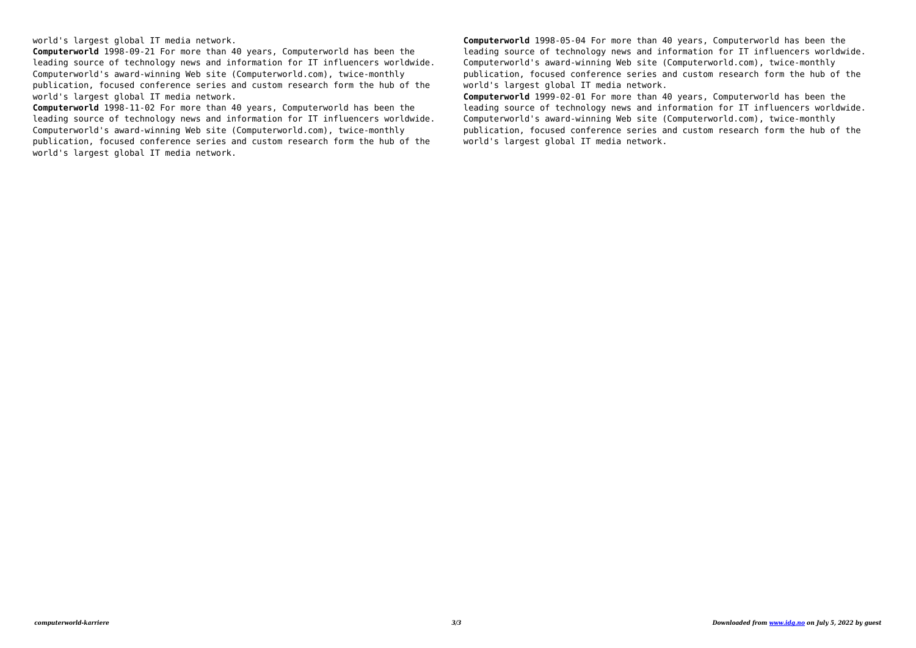world's largest global IT media network.

**Computerworld** 1998-09-21 For more than 40 years, Computerworld has been the leading source of technology news and information for IT influencers worldwide. Computerworld's award-winning Web site (Computerworld.com), twice-monthly publication, focused conference series and custom research form the hub of the world's largest global IT media network.

**Computerworld** 1998-11-02 For more than 40 years, Computerworld has been the leading source of technology news and information for IT influencers worldwide. Computerworld's award-winning Web site (Computerworld.com), twice-monthly publication, focused conference series and custom research form the hub of the world's largest global IT media network.

**Computerworld** 1998-05-04 For more than 40 years, Computerworld has been the leading source of technology news and information for IT influencers worldwide. Computerworld's award-winning Web site (Computerworld.com), twice-monthly publication, focused conference series and custom research form the hub of the world's largest global IT media network.

**Computerworld** 1999-02-01 For more than 40 years, Computerworld has been the leading source of technology news and information for IT influencers worldwide. Computerworld's award-winning Web site (Computerworld.com), twice-monthly publication, focused conference series and custom research form the hub of the world's largest global IT media network.